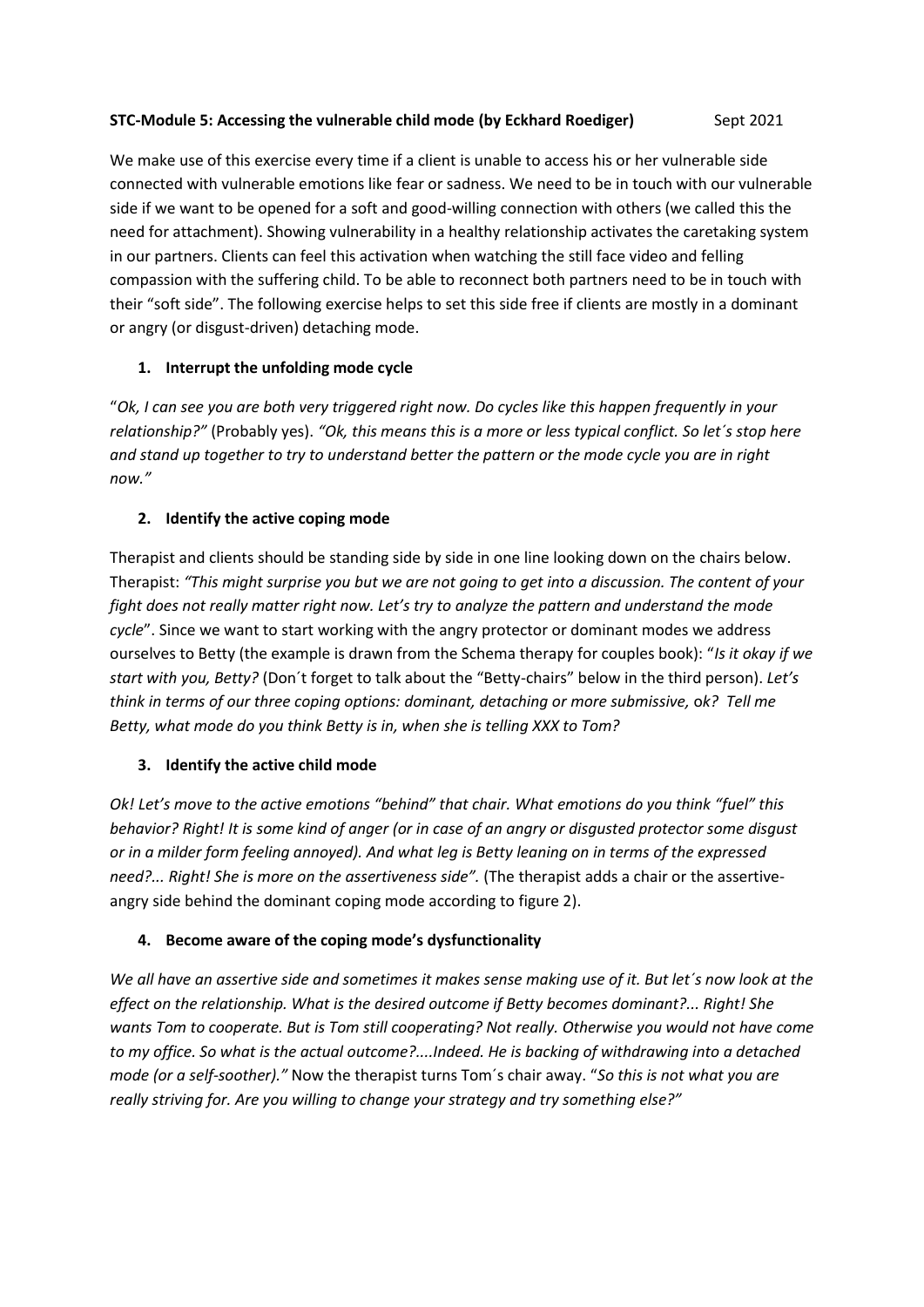**STC-Module 5: Accessing the vulnerable child mode (by Eckhard Roediger)** Sept 2021

We make use of this exercise every time if a client is unable to access his or her vulnerable side connected with vulnerable emotions like fear or sadness. We need to be in touch with our vulnerable side if we want to be opened for a soft and good-willing connection with others (we called this the need for attachment). Showing vulnerability in a healthy relationship activates the caretaking system in our partners. Clients can feel this activation when watching the still face video and felling compassion with the suffering child. To be able to reconnect both partners need to be in touch with their "soft side". The following exercise helps to set this side free if clients are mostly in a dominant or angry (or disgust-driven) detaching mode.

1. **Interrupt the unfolding mode cycle**

"*Ok, I can see you are both very triggered right now. Do cycles like this happen frequently in your relationship?"* (Probably yes). *"Ok, this means this is a more or less typical conflict. So let´s stop here and stand up together to try to understand better the pattern or the mode cycle you are in right now."*

2. **Identify the active coping mode**

Therapist and clients should be standing side by side in one line looking down on the chairs below. Therapist: *"This might surprise you but we are not going to get into a discussion. The content of your fight does not really matter right now. Let's try to analyze the pattern and understand the mode cycle*". Since we want to start working with the angry protector or dominant modes we address ourselves to Betty (the example is drawn from the Schema therapy for couples book): "*Is it okay if we start with you, Betty?* (Don´t forget to talk about the "Betty-chairs" below in the third person). *Let's think in terms of our three coping options: dominant, detaching or more submissive,* o*k? Tell me Betty, what mode do you think Betty is in, when she is telling XXX to Tom?*

3. **Identify the active child mode**

*Ok! Let's move to the active emotions "behind" that chair. What emotions do you think "fuel" this behavior? Right! It is some kind of anger (or in case of an angry or disgusted protector some disgust or in a milder form feeling annoyed). And what leg is Betty leaning on in terms of the expressed need?... Right! She is more on the assertiveness side".* (The therapist adds a chair or the assertive-angry side behind the dominant coping mode according to figure 2).

4. **Become aware of the coping mode's dysfunctionality**

*We all have an assertive side and sometimes it makes sense making use of it. But let´s now look at the effect on the relationship. What is the desired outcome if Betty becomes dominant?... Right! She wants Tom to cooperate. But is Tom still cooperating? Not really. Otherwise you would not have come to my office. So what is the actual outcome?....Indeed. He is backing of withdrawing into a detached mode (or a self-soother)."* Now the therapist turns Tom´s chair away. "*So this is not what you are really striving for. Are you willing to change your strategy and try something else?"*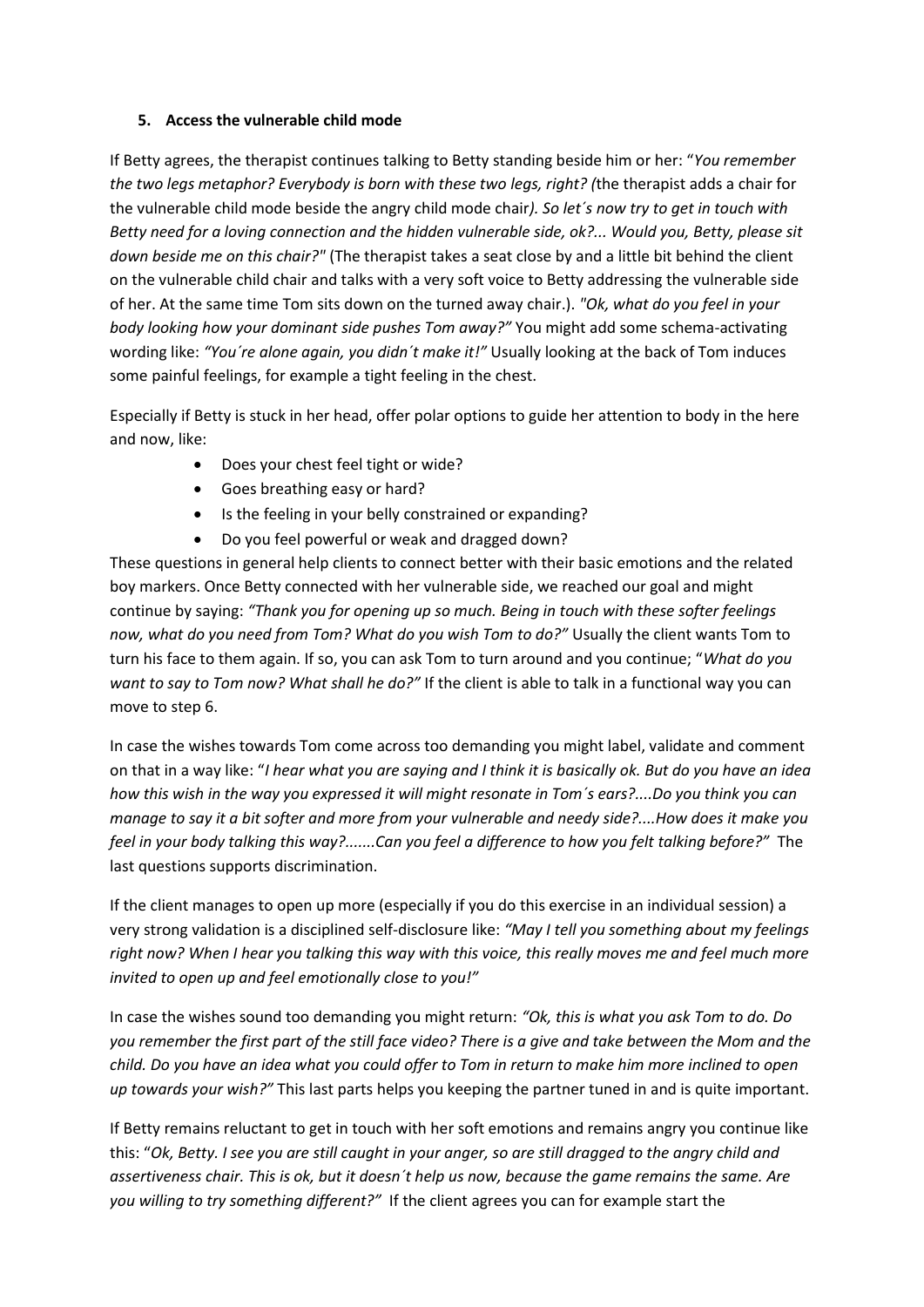### 5. Access the vulnerable child mode

If Betty agrees, the therapist continues talking to Betty standing beside him or her: "*You remember the two legs metaphor? Everybody is born with these two legs, right? (*the therapist adds a chair for the vulnerable child mode beside the angry child mode chair*). So let´s now try to get in touch with Betty need for a loving connection and the hidden vulnerable side, ok?... Would you, Betty, please sit down beside me on this chair?"* (The therapist takes a seat close by and a little bit behind the client on the vulnerable child chair and talks with a very soft voice to Betty addressing the vulnerable side of her. At the same time Tom sits down on the turned away chair.). *"Ok, what do you feel in your body looking how your dominant side pushes Tom away?"* You might add some schema-activating wording like: *"You´re alone again, you didn´t make it!"* Usually looking at the back of Tom induces some painful feelings, for example a tight feeling in the chest.

Especially if Betty is stuck in her head, offer polar options to guide her attention to body in the here and now, like:

- Does your chest feel tight or wide?
- Goes breathing easy or hard?
- Is the feeling in your belly constrained or expanding?
- Do you feel powerful or weak and dragged down?

These questions in general help clients to connect better with their basic emotions and the related boy markers. Once Betty connected with her vulnerable side, we reached our goal and might continue by saying: *"Thank you for opening up so much. Being in touch with these softer feelings now, what do you need from Tom? What do you wish Tom to do?"* Usually the client wants Tom to turn his face to them again. If so, you can ask Tom to turn around and you continue; "*What do you want to say to Tom now? What shall he do?"* If the client is able to talk in a functional way you can move to step 6.

In case the wishes towards Tom come across too demanding you might label, validate and comment on that in a way like: "*I hear what you are saying and I think it is basically ok. But do you have an idea how this wish in the way you expressed it will might resonate in Tom´s ears?....Do you think you can manage to say it a bit softer and more from your vulnerable and needy side?....How does it make you feel in your body talking this way?.......Can you feel a difference to how you felt talking before?"* The last questions supports discrimination.

If the client manages to open up more (especially if you do this exercise in an individual session) a very strong validation is a disciplined self-disclosure like: *"May I tell you something about my feelings right now? When I hear you talking this way with this voice, this really moves me and feel much more invited to open up and feel emotionally close to you!"*

In case the wishes sound too demanding you might return: *"Ok, this is what you ask Tom to do. Do you remember the first part of the still face video? There is a give and take between the Mom and the child. Do you have an idea what you could offer to Tom in return to make him more inclined to open up towards your wish?"* This last parts helps you keeping the partner tuned in and is quite important.

If Betty remains reluctant to get in touch with her soft emotions and remains angry you continue like this: "*Ok, Betty. I see you are still caught in your anger, so are still dragged to the angry child and assertiveness chair. This is ok, but it doesn´t help us now, because the game remains the same. Are you willing to try something different?"* If the client agrees you can for example start the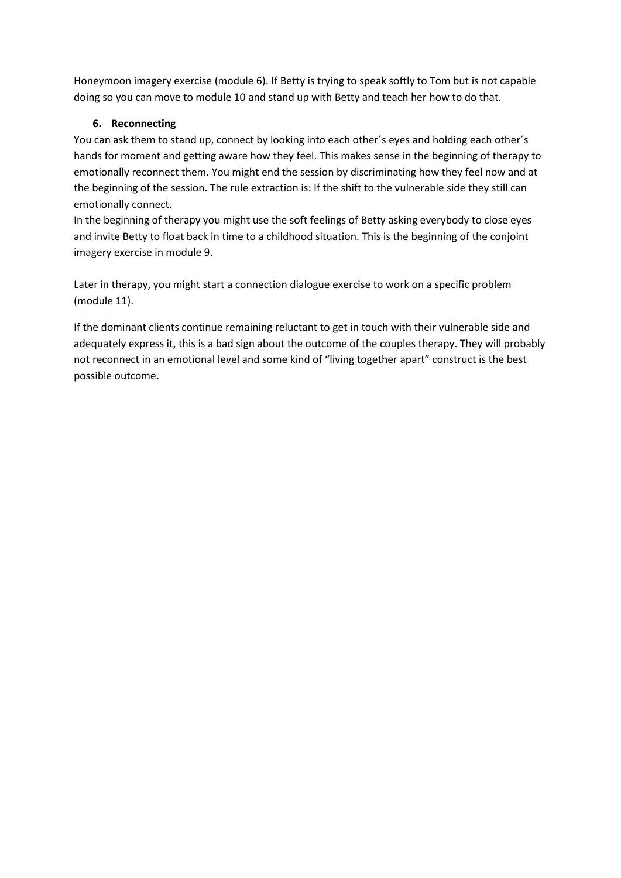Honeymoon imagery exercise (module 6). If Betty is trying to speak softly to Tom but is not capable doing so you can move to module 10 and stand up with Betty and teach her how to do that.

6. **Reconnecting**

You can ask them to stand up, connect by looking into each other´s eyes and holding each other´s hands for moment and getting aware how they feel. This makes sense in the beginning of therapy to emotionally reconnect them. You might end the session by discriminating how they feel now and at the beginning of the session. The rule extraction is: If the shift to the vulnerable side they still can emotionally connect.
In the beginning of therapy you might use the soft feelings of Betty asking everybody to close eyes and invite Betty to float back in time to a childhood situation. This is the beginning of the conjoint imagery exercise in module 9.

Later in therapy, you might start a connection dialogue exercise to work on a specific problem (module 11).

If the dominant clients continue remaining reluctant to get in touch with their vulnerable side and adequately express it, this is a bad sign about the outcome of the couples therapy. They will probably not reconnect in an emotional level and some kind of “living together apart” construct is the best possible outcome.